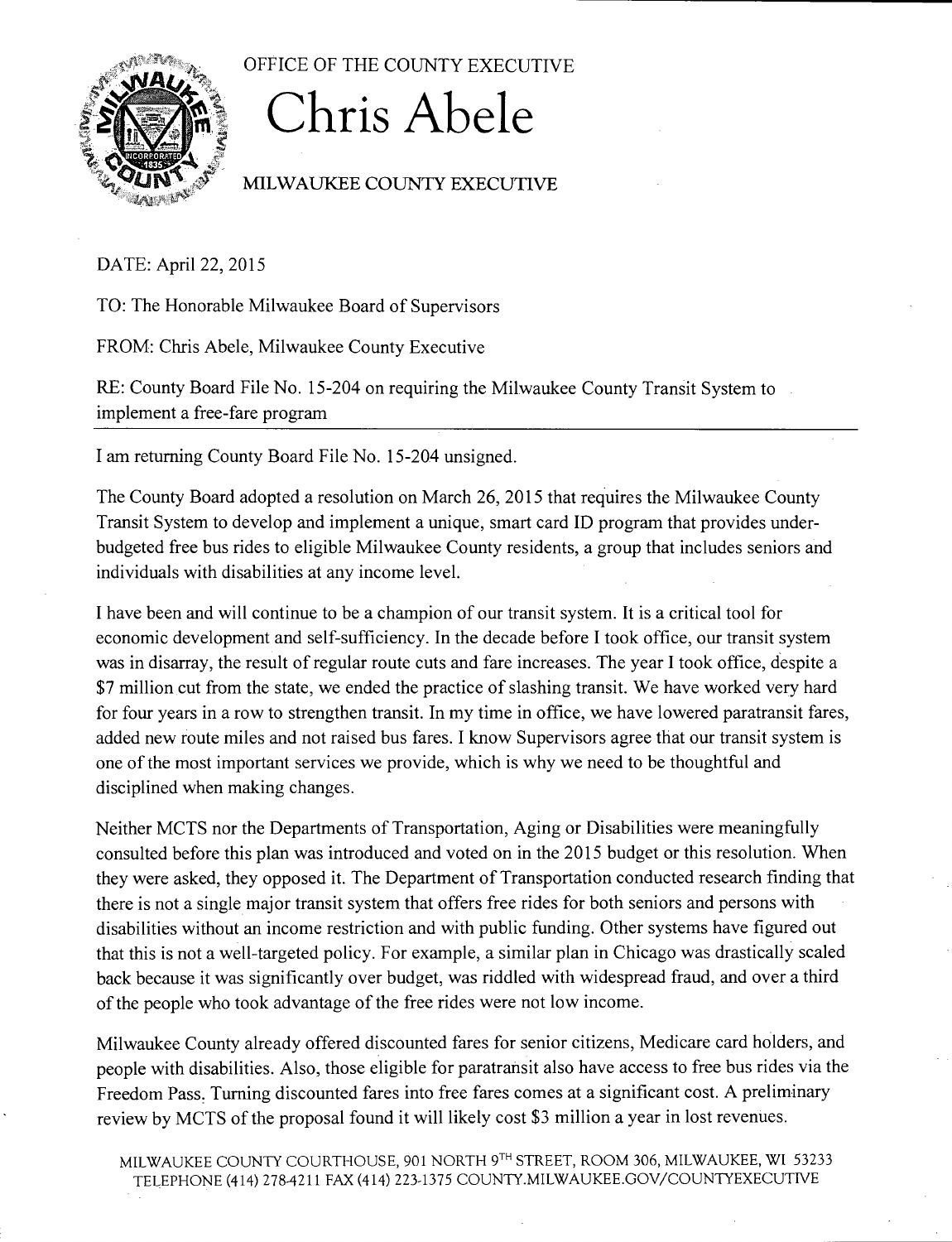OFFICE OF THE COUNTY EXECUTIVE

# Chris Abele

MILWAUKEE COUNTY EXECUTIVE

DATE: April 22, 2015

TO: The Honorable Milwaukee Board of Supervisors

FROM: Chris Abele, Milwaukee County Executive

RE: County Board File No. 15-204 on requiring the Milwaukee County Transit System to implement a free-fare program

---

I am returning County Board File No. 15-204 unsigned.

The County Board adopted a resolution on March 26, 2015 that requires the Milwaukee County Transit System to develop and implement a unique, smart card ID program that provides under-budgeted free bus rides to eligible Milwaukee County residents, a group that includes seniors and individuals with disabilities at any income level.

I have been and will continue to be a champion of our transit system. It is a critical tool for economic development and self-sufficiency. In the decade before I took office, our transit system was in disarray, the result of regular route cuts and fare increases. The year I took office, despite a $7 million cut from the state, we ended the practice of slashing transit. We have worked very hard for four years in a row to strengthen transit. In my time in office, we have lowered paratransit fares, added new route miles and not raised bus fares. I know Supervisors agree that our transit system is one of the most important services we provide, which is why we need to be thoughtful and disciplined when making changes.

Neither MCTS nor the Departments of Transportation, Aging or Disabilities were meaningfully consulted before this plan was introduced and voted on in the 2015 budget or this resolution. When they were asked, they opposed it. The Department of Transportation conducted research finding that there is not a single major transit system that offers free rides for both seniors and persons with disabilities without an income restriction and with public funding. Other systems have figured out that this is not a well-targeted policy. For example, a similar plan in Chicago was drastically scaled back because it was significantly over budget, was riddled with widespread fraud, and over a third of the people who took advantage of the free rides were not low income.

Milwaukee County already offered discounted fares for senior citizens, Medicare card holders, and people with disabilities. Also, those eligible for paratransit also have access to free bus rides via the Freedom Pass. Turning discounted fares into free fares comes at a significant cost. A preliminary review by MCTS of the proposal found it will likely cost $3 million a year in lost revenues.

MILWAUKEE COUNTY COURTHOUSE, 901 NORTH 9TH STREET, ROOM 306, MILWAUKEE, WI 53233
TELEPHONE (414) 278-4211 FAX (414) 223-1375 COUNTY.MILWAUKEE.GOV/COUNTYEXECUTIVE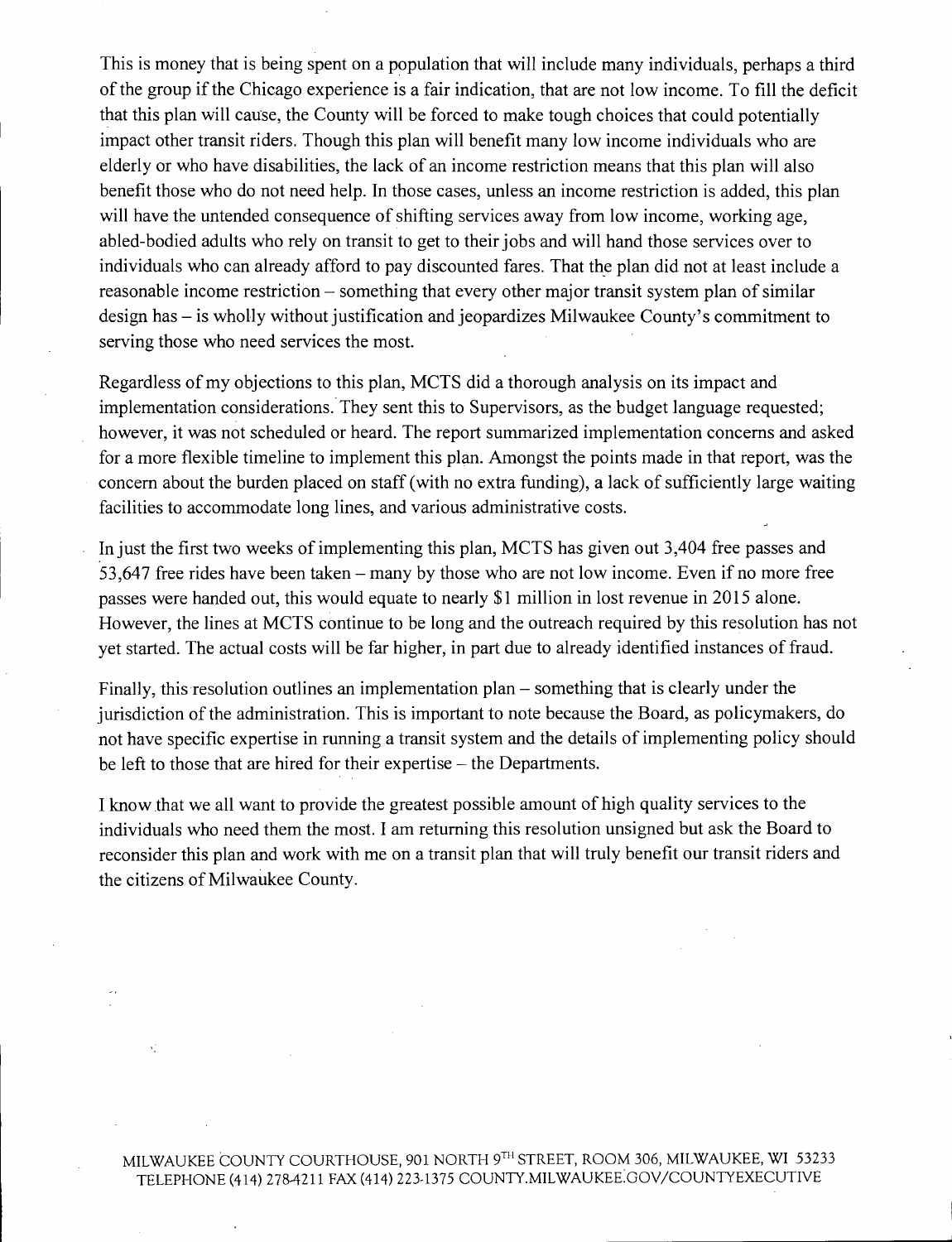This is money that is being spent on a population that will include many individuals, perhaps a third of the group if the Chicago experience is a fair indication, that are not low income. To fill the deficit that this plan will cause, the County will be forced to make tough choices that could potentially impact other transit riders. Though this plan will benefit many low income individuals who are elderly or who have disabilities, the lack of an income restriction means that this plan will also benefit those who do not need help. In those cases, unless an income restriction is added, this plan will have the untended consequence of shifting services away from low income, working age, abled-bodied adults who rely on transit to get to their jobs and will hand those services over to individuals who can already afford to pay discounted fares. That the plan did not at least include a reasonable income restriction – something that every other major transit system plan of similar design has – is wholly without justification and jeopardizes Milwaukee County's commitment to serving those who need services the most.

Regardless of my objections to this plan, MCTS did a thorough analysis on its impact and implementation considerations. They sent this to Supervisors, as the budget language requested; however, it was not scheduled or heard. The report summarized implementation concerns and asked for a more flexible timeline to implement this plan. Amongst the points made in that report, was the concern about the burden placed on staff (with no extra funding), a lack of sufficiently large waiting facilities to accommodate long lines, and various administrative costs.

In just the first two weeks of implementing this plan, MCTS has given out 3,404 free passes and 53,647 free rides have been taken – many by those who are not low income. Even if no more free passes were handed out, this would equate to nearly $1 million in lost revenue in 2015 alone. However, the lines at MCTS continue to be long and the outreach required by this resolution has not yet started. The actual costs will be far higher, in part due to already identified instances of fraud.

Finally, this resolution outlines an implementation plan – something that is clearly under the jurisdiction of the administration. This is important to note because the Board, as policymakers, do not have specific expertise in running a transit system and the details of implementing policy should be left to those that are hired for their expertise – the Departments.

I know that we all want to provide the greatest possible amount of high quality services to the individuals who need them the most. I am returning this resolution unsigned but ask the Board to reconsider this plan and work with me on a transit plan that will truly benefit our transit riders and the citizens of Milwaukee County.